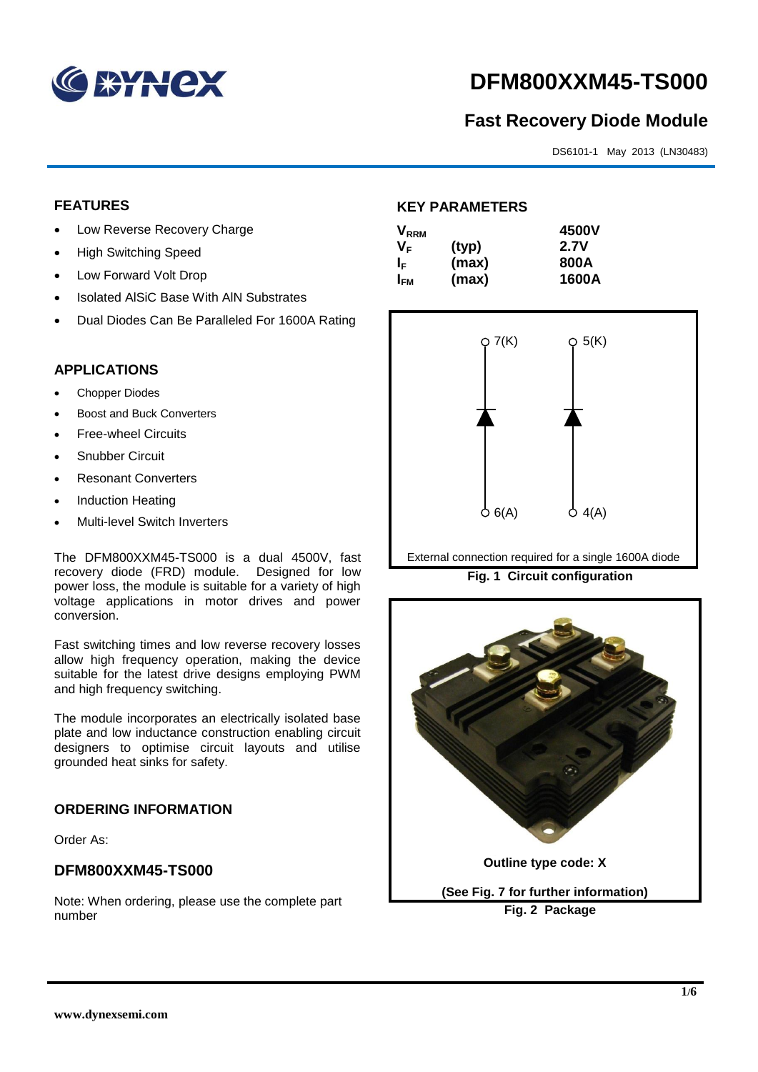# DFM800XXM45-TS000

## Fast Recovery Diode Module

DS6101-1 May 2013 (LN30483)

### FEATURES

- Low Reverse Recovery Charge
- High Switching Speed
- Low Forward Volt Drop
- Isolated AlSiC Base With AlN Substrates
- Dual Diodes Can Be Paralleled For 1600A Rating

### APPLICATIONS

- Chopper Diodes
- Boost and Buck Converters
- Free-wheel Circuits
- Snubber Circuit
- Resonant Converters
- Induction Heating
- Multi-level Switch Inverters

The DFM800XXM45-TS000 is a dual 4500V, fast recovery diode (FRD) module. Designed for low power loss, the module is suitable for a variety of high voltage applications in motor drives and power conversion.

Fast switching times and low reverse recovery losses allow high frequency operation, making the device suitable for the latest drive designs employing PWM and high frequency switching.

The module incorporates an electrically isolated base plate and low inductance construction enabling circuit designers to optimise circuit layouts and utilise grounded heat sinks for safety.

### ORDERING INFORMATION

Order As:

### DFM800XXM45-TS000

Note: When ordering, please use the complete part number

### KEY PARAMETERS

| | | |
|---|---|---|
| $V_{RRM}$ | | 4500V |
| $V_F$ | (typ) | 2.7V |
| $I_F$ | (max) | 800A |
| $I_{FM}$ | (max) | 1600A |

7(K) 5(K)

6(A) 4(A)

External connection required for a single 1600A diode

**Fig. 1 Circuit configuration**

**Outline type code: X**

**(See Fig. 7 for further information)**

**Fig. 2 Package**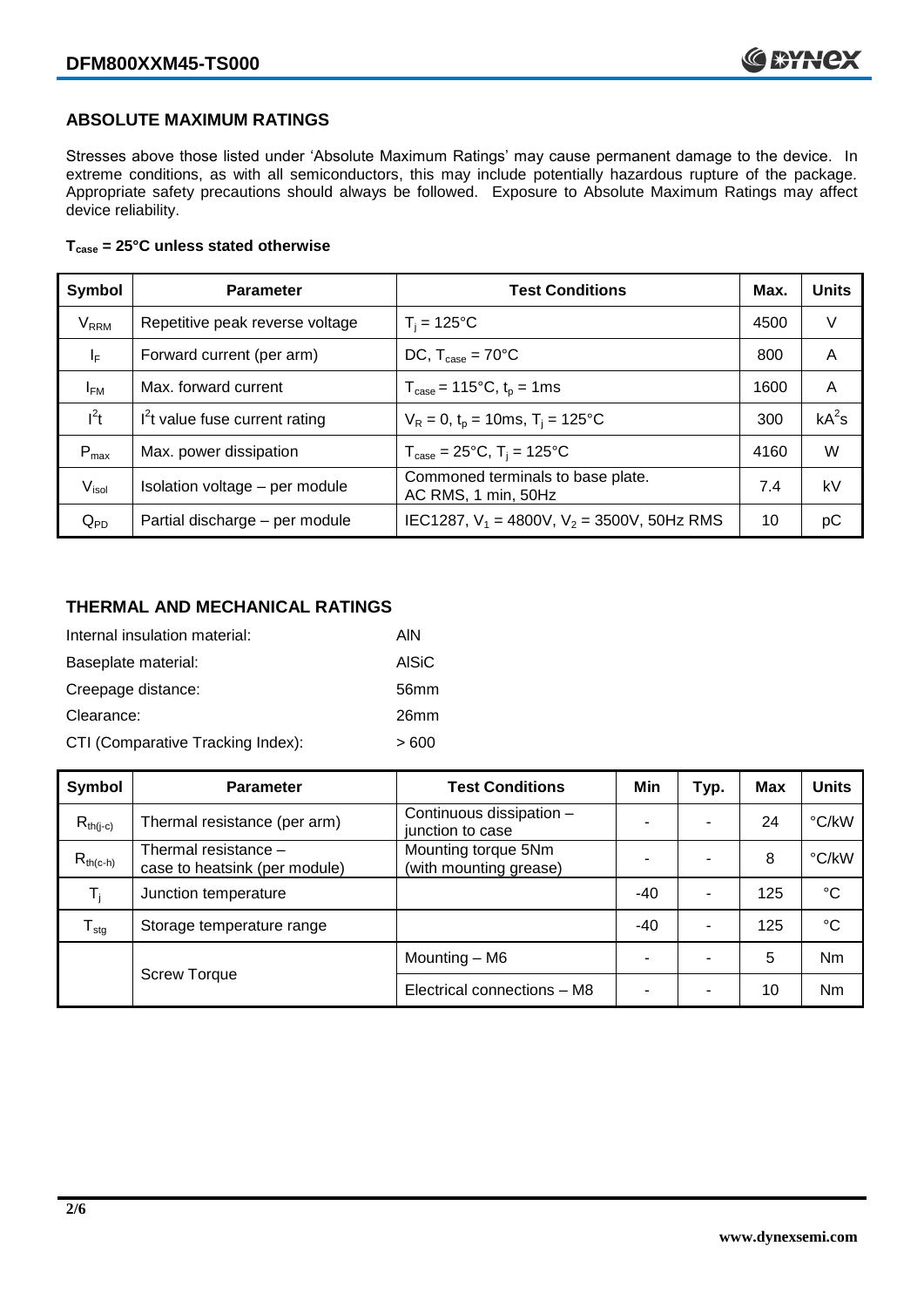## ABSOLUTE MAXIMUM RATINGS

Stresses above those listed under 'Absolute Maximum Ratings' may cause permanent damage to the device. In extreme conditions, as with all semiconductors, this may include potentially hazardous rupture of the package. Appropriate safety precautions should always be followed. Exposure to Absolute Maximum Ratings may affect device reliability.

**$T_{case}$ = 25°C unless stated otherwise**

| Symbol | Parameter | Test Conditions | Max. | Units |
|---|---|---|---|---|
| $V_{RRM}$ | Repetitive peak reverse voltage | $T_j$ = 125°C | 4500 | V |
| $I_F$ | Forward current (per arm) | DC, $T_{case}$ = 70°C | 800 | A |
| $I_{FM}$ | Max. forward current | $T_{case}$ = 115°C, $t_p$ = 1ms | 1600 | A |
| $I^2t$ | $I^2t$ value fuse current rating | $V_R$ = 0, $t_p$ = 10ms, $T_j$ = 125°C | 300 | $kA^2s$ |
| $P_{max}$ | Max. power dissipation | $T_{case}$ = 25°C, $T_j$ = 125°C | 4160 | W |
| $V_{isol}$ | Isolation voltage – per module | Commoned terminals to base plate. AC RMS, 1 min, 50Hz | 7.4 | kV |
| $Q_{PD}$ | Partial discharge – per module | IEC1287, $V_1$ = 4800V, $V_2$ = 3500V, 50Hz RMS | 10 | pC |

## THERMAL AND MECHANICAL RATINGS

Internal insulation material: AlN

Baseplate material: AlSiC

Creepage distance: 56mm

Clearance: 26mm

CTI (Comparative Tracking Index): > 600

| Symbol | Parameter | Test Conditions | Min | Typ. | Max | Units |
|---|---|---|---|---|---|---|
| $R_{th(j-c)}$ | Thermal resistance (per arm) | Continuous dissipation – junction to case | - | - | 24 | °C/kW |
| $R_{th(c-h)}$ | Thermal resistance – case to heatsink (per module) | Mounting torque 5Nm (with mounting grease) | - | - | 8 | °C/kW |
| $T_j$ | Junction temperature | | -40 | - | 125 | °C |
| $T_{stg}$ | Storage temperature range | | -40 | - | 125 | °C |
| | Screw Torque | Mounting – M6 | - | - | 5 | Nm |
| | | Electrical connections – M8 | - | - | 10 | Nm |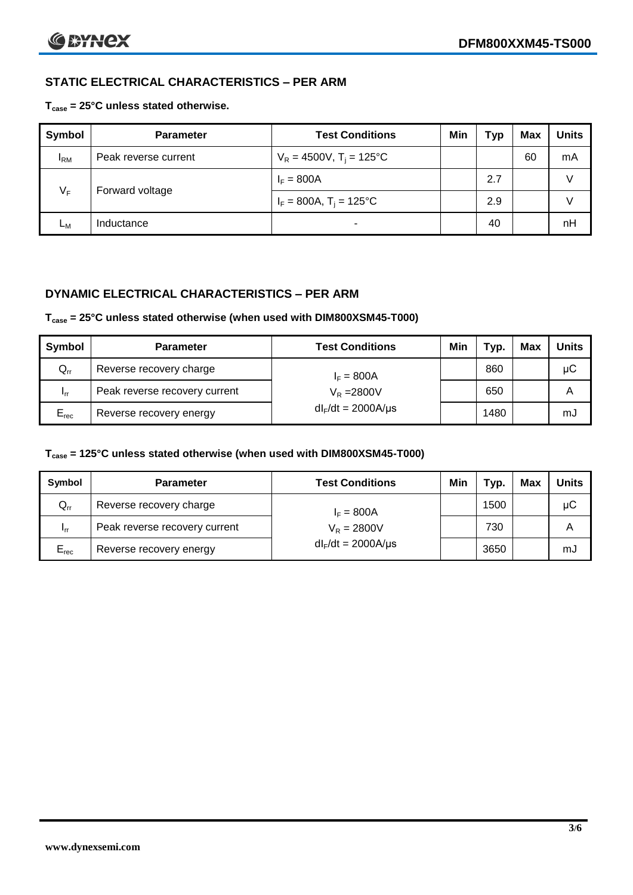## STATIC ELECTRICAL CHARACTERISTICS – PER ARM

**$T_{case}$ = 25°C unless stated otherwise.**

| Symbol | Parameter | Test Conditions | Min | Typ | Max | Units |
|---|---|---|---|---|---|---|
| $I_{RM}$ | Peak reverse current | $V_R$ = 4500V, $T_j$ = 125°C | | | 60 | mA |
| $V_F$ | Forward voltage | $I_F$ = 800A | | 2.7 | | V |
| | | $I_F$ = 800A, $T_j$ = 125°C | | 2.9 | | V |
| $L_M$ | Inductance | - | | 40 | | nH |

## DYNAMIC ELECTRICAL CHARACTERISTICS – PER ARM

**$T_{case}$ = 25°C unless stated otherwise (when used with DIM800XSM45-T000)**

| Symbol | Parameter | Test Conditions | Min | Typ. | Max | Units |
|---|---|---|---|---|---|---|
| $Q_{rr}$ | Reverse recovery charge | $I_F$ = 800A | | 860 | | μC |
| $I_{rr}$ | Peak reverse recovery current | $V_R$ =2800V | | 650 | | A |
| $E_{rec}$ | Reverse recovery energy | $dI_F/dt$ = 2000A/μs | | 1480 | | mJ |

**$T_{case}$ = 125°C unless stated otherwise (when used with DIM800XSM45-T000)**

| Symbol | Parameter | Test Conditions | Min | Typ. | Max | Units |
|---|---|---|---|---|---|---|
| $Q_{rr}$ | Reverse recovery charge | $I_F$ = 800A | | 1500 | | μC |
| $I_{rr}$ | Peak reverse recovery current | $V_R$ = 2800V | | 730 | | A |
| $E_{rec}$ | Reverse recovery energy | $dI_F/dt$ = 2000A/μs | | 3650 | | mJ |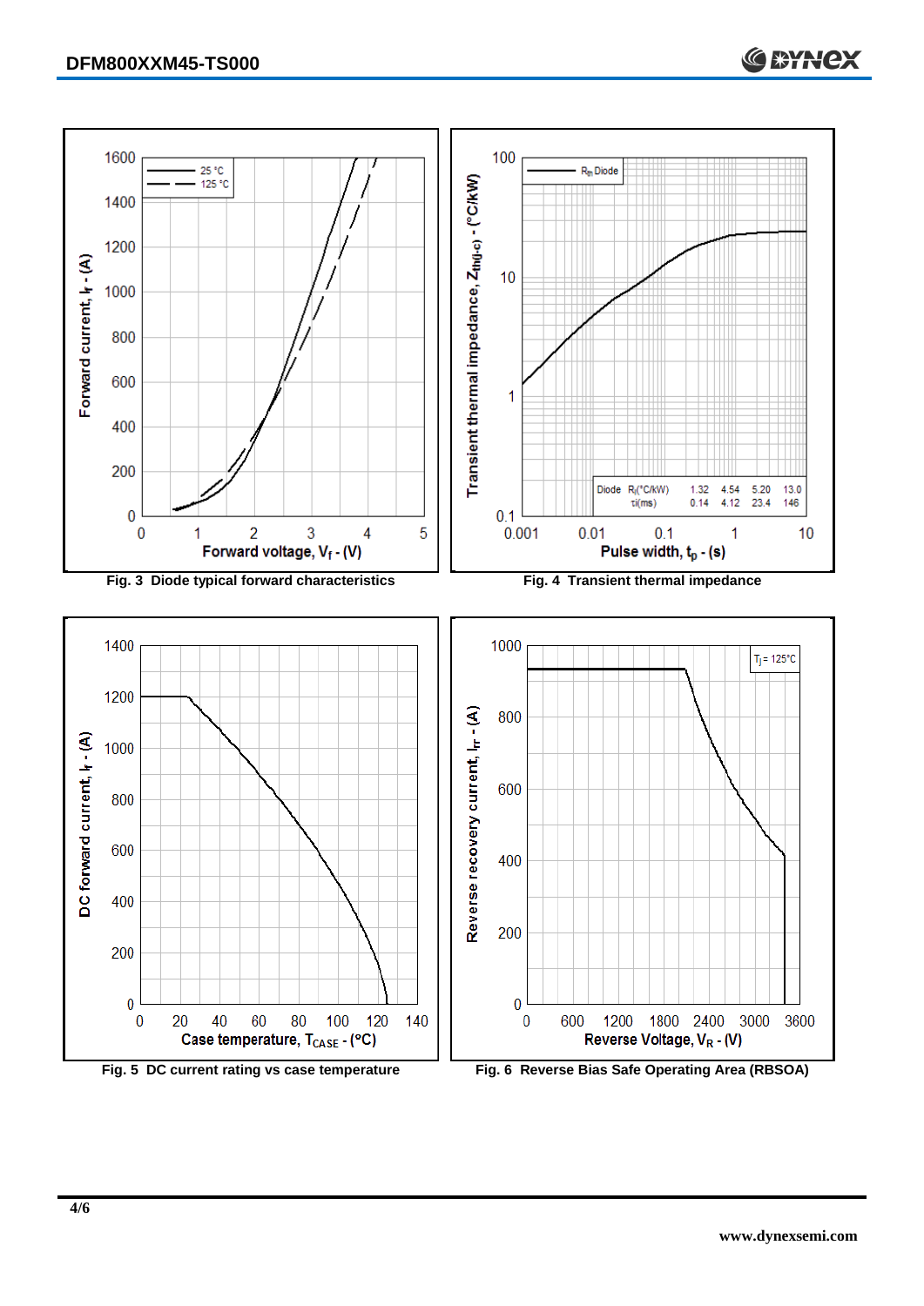Fig. 3 Diode typical forward characteristics

| Diode | 1 | 2 | 3 | 4 |
|---|---|---|---|---|
| $R_i$ (°C/kW) | 1.32 | 4.54 | 5.20 | 13.0 |
| $\tau_i$ (ms) | 0.14 | 4.12 | 23.4 | 146 |

Fig. 4 Transient thermal impedance

Fig. 5 DC current rating vs case temperature

Fig. 6 Reverse Bias Safe Operating Area (RBSOA)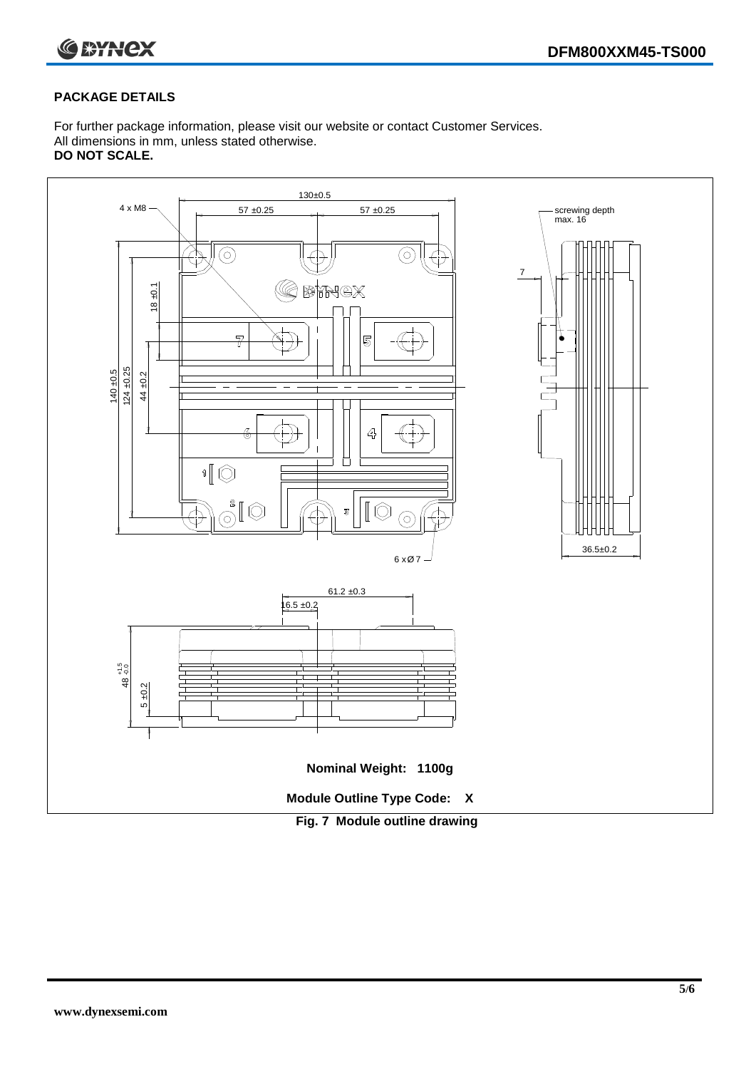## PACKAGE DETAILS

For further package information, please visit our website or contact Customer Services.
All dimensions in mm, unless stated otherwise.
**DO NOT SCALE.**

**Nominal Weight: 1100g**

**Module Outline Type Code: X**

**Fig. 7 Module outline drawing**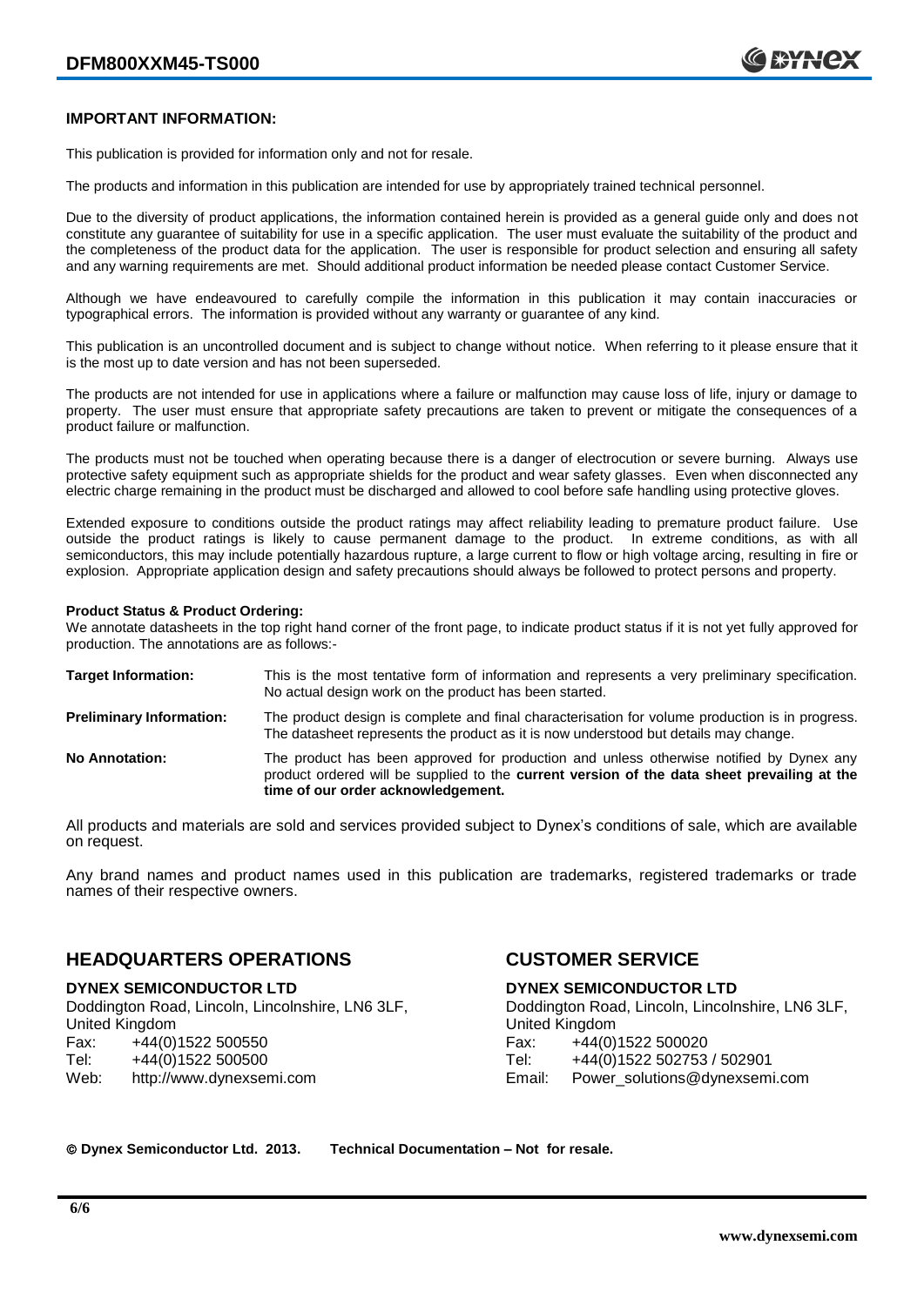**IMPORTANT INFORMATION:**

This publication is provided for information only and not for resale.

The products and information in this publication are intended for use by appropriately trained technical personnel.

Due to the diversity of product applications, the information contained herein is provided as a general guide only and does not constitute any guarantee of suitability for use in a specific application. The user must evaluate the suitability of the product and the completeness of the product data for the application. The user is responsible for product selection and ensuring all safety and any warning requirements are met. Should additional product information be needed please contact Customer Service.

Although we have endeavoured to carefully compile the information in this publication it may contain inaccuracies or typographical errors. The information is provided without any warranty or guarantee of any kind.

This publication is an uncontrolled document and is subject to change without notice. When referring to it please ensure that it is the most up to date version and has not been superseded.

The products are not intended for use in applications where a failure or malfunction may cause loss of life, injury or damage to property. The user must ensure that appropriate safety precautions are taken to prevent or mitigate the consequences of a product failure or malfunction.

The products must not be touched when operating because there is a danger of electrocution or severe burning. Always use protective safety equipment such as appropriate shields for the product and wear safety glasses. Even when disconnected any electric charge remaining in the product must be discharged and allowed to cool before safe handling using protective gloves.

Extended exposure to conditions outside the product ratings may affect reliability leading to premature product failure. Use outside the product ratings is likely to cause permanent damage to the product. In extreme conditions, as with all semiconductors, this may include potentially hazardous rupture, a large current to flow or high voltage arcing, resulting in fire or explosion. Appropriate application design and safety precautions should always be followed to protect persons and property.

**Product Status & Product Ordering:**

We annotate datasheets in the top right hand corner of the front page, to indicate product status if it is not yet fully approved for production. The annotations are as follows:-

| | |
|---|---|
| **Target Information:** | This is the most tentative form of information and represents a very preliminary specification. No actual design work on the product has been started. |
| **Preliminary Information:** | The product design is complete and final characterisation for volume production is in progress. The datasheet represents the product as it is now understood but details may change. |
| **No Annotation:** | The product has been approved for production and unless otherwise notified by Dynex any product ordered will be supplied to the **current version of the data sheet prevailing at the time of our order acknowledgement.** |

All products and materials are sold and services provided subject to Dynex's conditions of sale, which are available on request.

Any brand names and product names used in this publication are trademarks, registered trademarks or trade names of their respective owners.

## HEADQUARTERS OPERATIONS

**DYNEX SEMICONDUCTOR LTD**

Doddington Road, Lincoln, Lincolnshire, LN6 3LF,
United Kingdom
Fax: +44(0)1522 500550
Tel: +44(0)1522 500500
Web: http://www.dynexsemi.com

## CUSTOMER SERVICE

**DYNEX SEMICONDUCTOR LTD**

Doddington Road, Lincoln, Lincolnshire, LN6 3LF,
United Kingdom
Fax: +44(0)1522 500020
Tel: +44(0)1522 502753 / 502901
Email: Power_solutions@dynexsemi.com

**© Dynex Semiconductor Ltd. 2013. Technical Documentation – Not for resale.**